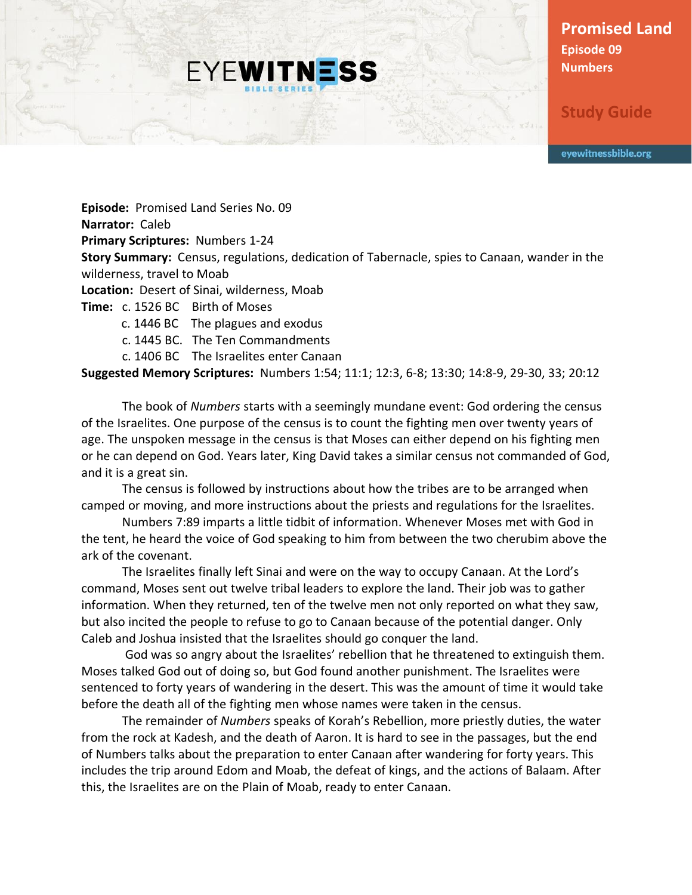# Promised Land

**Episode 09**

**Numbers**

## Study Guide

eyewitnessbible.org

**Episode:** Promised Land Series No. 09
**Narrator:** Caleb
**Primary Scriptures:** Numbers 1-24
**Story Summary:** Census, regulations, dedication of Tabernacle, spies to Canaan, wander in the wilderness, travel to Moab
**Location:** Desert of Sinai, wilderness, Moab
**Time:** c. 1526 BC Birth of Moses
c. 1446 BC The plagues and exodus
c. 1445 BC. The Ten Commandments
c. 1406 BC The Israelites enter Canaan
**Suggested Memory Scriptures:** Numbers 1:54; 11:1; 12:3, 6-8; 13:30; 14:8-9, 29-30, 33; 20:12

The book of *Numbers* starts with a seemingly mundane event: God ordering the census of the Israelites. One purpose of the census is to count the fighting men over twenty years of age. The unspoken message in the census is that Moses can either depend on his fighting men or he can depend on God. Years later, King David takes a similar census not commanded of God, and it is a great sin.

The census is followed by instructions about how the tribes are to be arranged when camped or moving, and more instructions about the priests and regulations for the Israelites.

Numbers 7:89 imparts a little tidbit of information. Whenever Moses met with God in the tent, he heard the voice of God speaking to him from between the two cherubim above the ark of the covenant.

The Israelites finally left Sinai and were on the way to occupy Canaan. At the Lord's command, Moses sent out twelve tribal leaders to explore the land. Their job was to gather information. When they returned, ten of the twelve men not only reported on what they saw, but also incited the people to refuse to go to Canaan because of the potential danger. Only Caleb and Joshua insisted that the Israelites should go conquer the land.

God was so angry about the Israelites' rebellion that he threatened to extinguish them. Moses talked God out of doing so, but God found another punishment. The Israelites were sentenced to forty years of wandering in the desert. This was the amount of time it would take before the death all of the fighting men whose names were taken in the census.

The remainder of *Numbers* speaks of Korah's Rebellion, more priestly duties, the water from the rock at Kadesh, and the death of Aaron. It is hard to see in the passages, but the end of Numbers talks about the preparation to enter Canaan after wandering for forty years. This includes the trip around Edom and Moab, the defeat of kings, and the actions of Balaam. After this, the Israelites are on the Plain of Moab, ready to enter Canaan.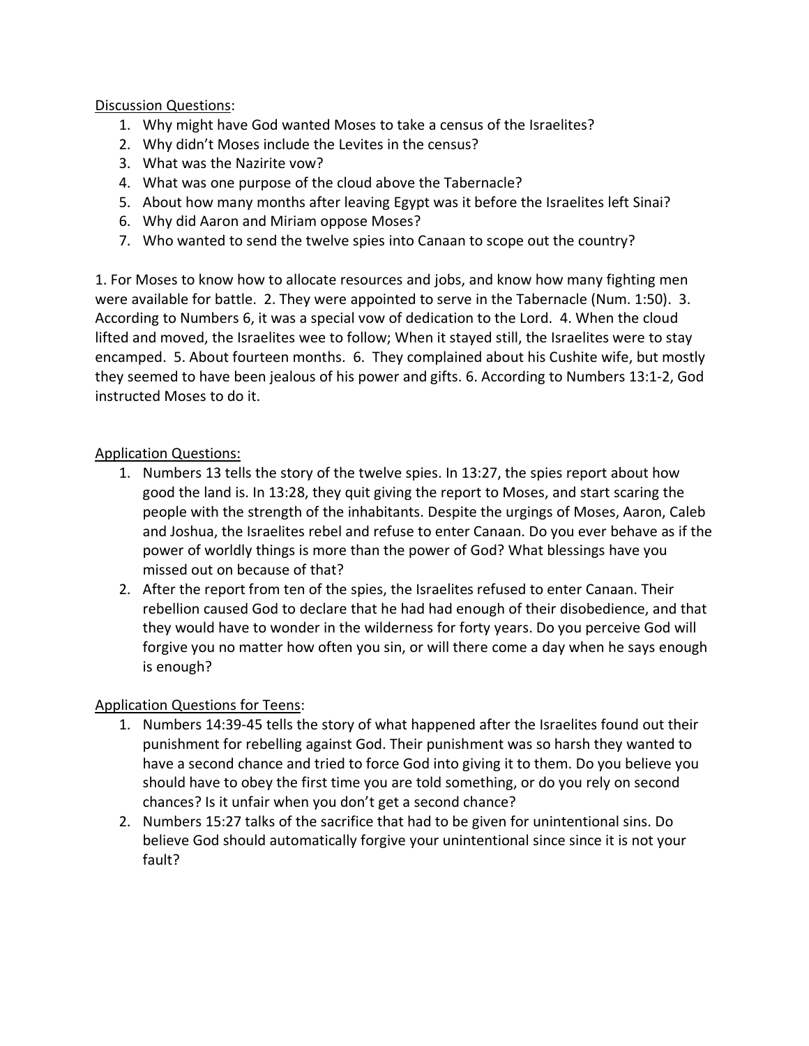<u>Discussion Questions</u>:

1. Why might have God wanted Moses to take a census of the Israelites?
2. Why didn't Moses include the Levites in the census?
3. What was the Nazirite vow?
4. What was one purpose of the cloud above the Tabernacle?
5. About how many months after leaving Egypt was it before the Israelites left Sinai?
6. Why did Aaron and Miriam oppose Moses?
7. Who wanted to send the twelve spies into Canaan to scope out the country?

1. For Moses to know how to allocate resources and jobs, and know how many fighting men were available for battle. 2. They were appointed to serve in the Tabernacle (Num. 1:50). 3. According to Numbers 6, it was a special vow of dedication to the Lord. 4. When the cloud lifted and moved, the Israelites wee to follow; When it stayed still, the Israelites were to stay encamped. 5. About fourteen months. 6. They complained about his Cushite wife, but mostly they seemed to have been jealous of his power and gifts. 6. According to Numbers 13:1-2, God instructed Moses to do it.

<u>Application Questions:</u>

1. Numbers 13 tells the story of the twelve spies. In 13:27, the spies report about how good the land is. In 13:28, they quit giving the report to Moses, and start scaring the people with the strength of the inhabitants. Despite the urgings of Moses, Aaron, Caleb and Joshua, the Israelites rebel and refuse to enter Canaan. Do you ever behave as if the power of worldly things is more than the power of God? What blessings have you missed out on because of that?
2. After the report from ten of the spies, the Israelites refused to enter Canaan. Their rebellion caused God to declare that he had had enough of their disobedience, and that they would have to wonder in the wilderness for forty years. Do you perceive God will forgive you no matter how often you sin, or will there come a day when he says enough is enough?

<u>Application Questions for Teens</u>:

1. Numbers 14:39-45 tells the story of what happened after the Israelites found out their punishment for rebelling against God. Their punishment was so harsh they wanted to have a second chance and tried to force God into giving it to them. Do you believe you should have to obey the first time you are told something, or do you rely on second chances? Is it unfair when you don't get a second chance?
2. Numbers 15:27 talks of the sacrifice that had to be given for unintentional sins. Do believe God should automatically forgive your unintentional since since it is not your fault?